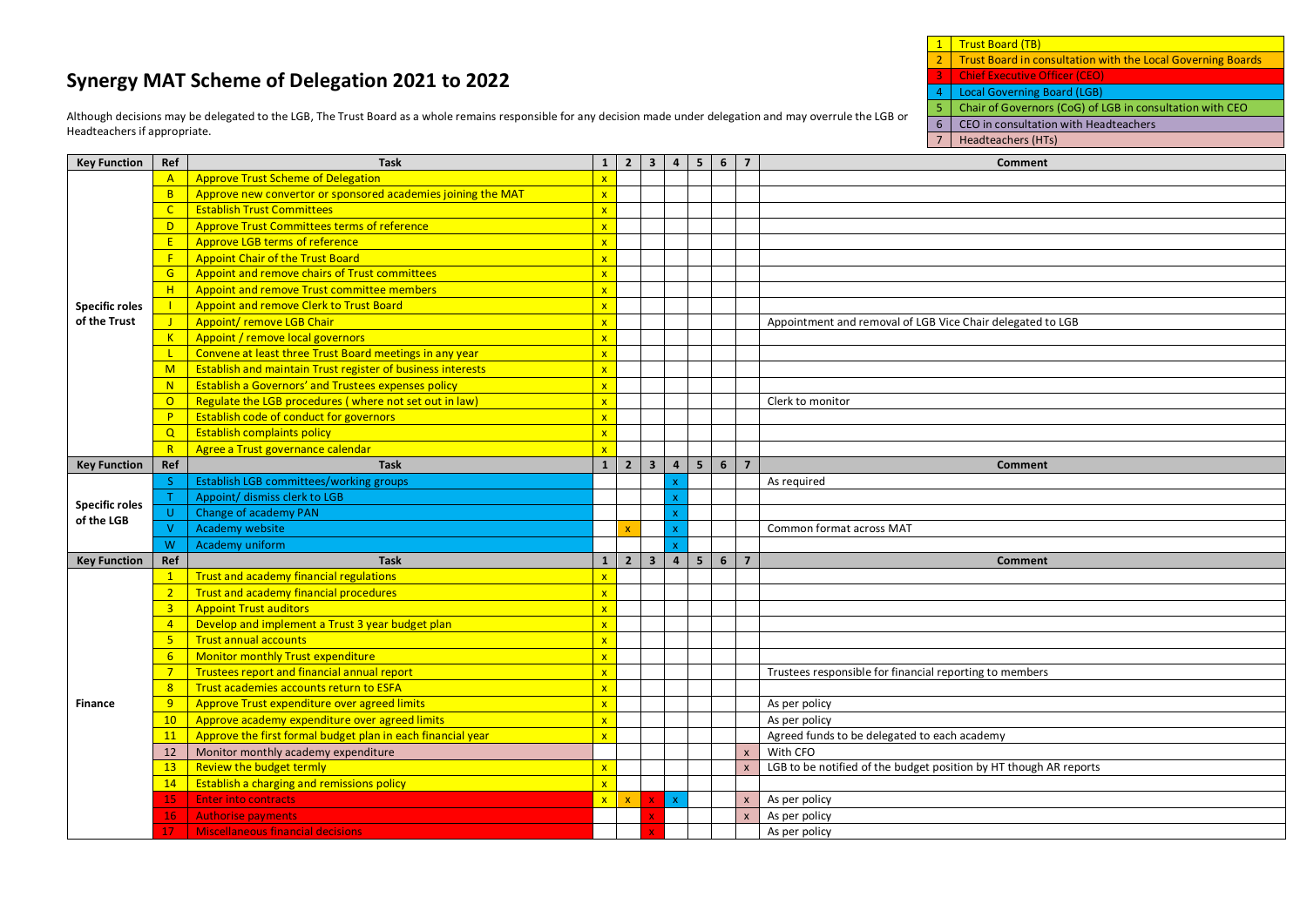# Synergy MAT Scheme of Delegation 2021 to 2022

Although decisions may be delegated to the LGB, The Trust Board as a whole remains responsible for any decision made under delegation and may overrule the LGB or Headteachers if appropriate.

| | |
|---|---|
| 1 | Trust Board (TB) |
| 2 | Trust Board in consultation with the Local Governing Boards |
| 3 | Chief Executive Officer (CEO) |
| 4 | Local Governing Board (LGB) |
| 5 | Chair of Governors (CoG) of LGB in consultation with CEO |
| 6 | CEO in consultation with Headteachers |
| 7 | Headteachers (HTs) |

| Key Function | Ref | Task | 1 | 2 | 3 | 4 | 5 | 6 | 7 | Comment |
|---|---|---|---|---|---|---|---|---|---|---|
| Specific roles of the Trust | A | Approve Trust Scheme of Delegation | x | | | | | | | |
| | B | Approve new convertor or sponsored academies joining the MAT | x | | | | | | | |
| | C | Establish Trust Committees | x | | | | | | | |
| | D | Approve Trust Committees terms of reference | x | | | | | | | |
| | E | Approve LGB terms of reference | x | | | | | | | |
| | F | Appoint Chair of the Trust Board | x | | | | | | | |
| | G | Appoint and remove chairs of Trust committees | x | | | | | | | |
| | H | Appoint and remove Trust committee members | x | | | | | | | |
| | I | Appoint and remove Clerk to Trust Board | x | | | | | | | |
| | J | Appoint/ remove LGB Chair | x | | | | | | | Appointment and removal of LGB Vice Chair delegated to LGB |
| | K | Appoint / remove local governors | x | | | | | | | |
| | L | Convene at least three Trust Board meetings in any year | x | | | | | | | |
| | M | Establish and maintain Trust register of business interests | x | | | | | | | |
| | N | Establish a Governors' and Trustees expenses policy | x | | | | | | | |
| | O | Regulate the LGB procedures ( where not set out in law) | x | | | | | | | Clerk to monitor |
| | P | Establish code of conduct for governors | x | | | | | | | |
| | Q | Establish complaints policy | x | | | | | | | |
| | R | Agree a Trust governance calendar | x | | | | | | | |
| **Key Function** | **Ref** | **Task** | **1** | **2** | **3** | **4** | **5** | **6** | **7** | **Comment** |
| Specific roles of the LGB | S | Establish LGB committees/working groups | | | | x | | | | As required |
| | T | Appoint/ dismiss clerk to LGB | | | | x | | | | |
| | U | Change of academy PAN | | | | x | | | | |
| | V | Academy website | | x | | x | | | | Common format across MAT |
| | W | Academy uniform | | | | x | | | | |
| **Key Function** | **Ref** | **Task** | **1** | **2** | **3** | **4** | **5** | **6** | **7** | **Comment** |
| Finance | 1 | Trust and academy financial regulations | x | | | | | | | |
| | 2 | Trust and academy financial procedures | x | | | | | | | |
| | 3 | Appoint Trust auditors | x | | | | | | | |
| | 4 | Develop and implement a Trust 3 year budget plan | x | | | | | | | |
| | 5 | Trust annual accounts | x | | | | | | | |
| | 6 | Monitor monthly Trust expenditure | x | | | | | | | |
| | 7 | Trustees report and financial annual report | x | | | | | | | Trustees responsible for financial reporting to members |
| | 8 | Trust academies accounts return to ESFA | x | | | | | | | |
| | 9 | Approve Trust expenditure over agreed limits | x | | | | | | | As per policy |
| | 10 | Approve academy expenditure over agreed limits | x | | | | | | | As per policy |
| | 11 | Approve the first formal budget plan in each financial year | x | | | | | | | Agreed funds to be delegated to each academy |
| | 12 | Monitor monthly academy expenditure | | | | | | | x | With CFO |
| | 13 | Review the budget termly | x | | | | | | x | LGB to be notified of the budget position by HT though AR reports |
| | 14 | Establish a charging and remissions policy | x | | | | | | | |
| | 15 | Enter into contracts | x | x | x | x | | | x | As per policy |
| | 16 | Authorise payments | | | x | | | | x | As per policy |
| | 17 | Miscellaneous financial decisions | | | x | | | | | As per policy |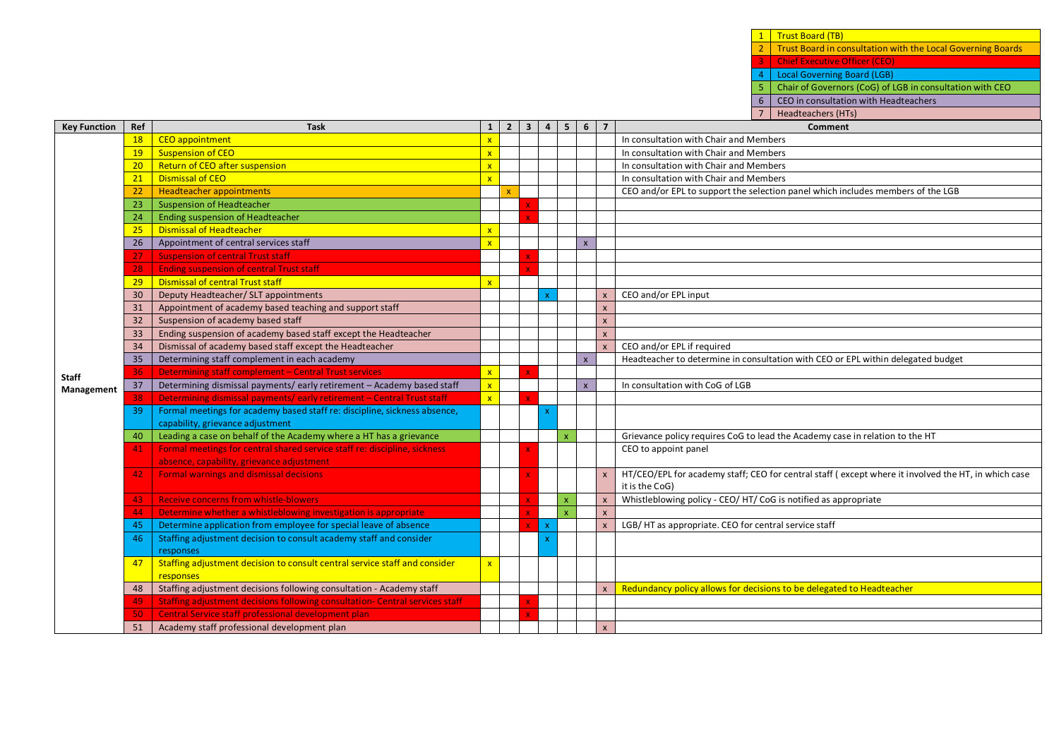| | |
|---|---|
| 1 | Trust Board (TB) |
| 2 | Trust Board in consultation with the Local Governing Boards |
| 3 | Chief Executive Officer (CEO) |
| 4 | Local Governing Board (LGB) |
| 5 | Chair of Governors (CoG) of LGB in consultation with CEO |
| 6 | CEO in consultation with Headteachers |
| 7 | Headteachers (HTs) |

| Key Function | Ref | Task | 1 | 2 | 3 | 4 | 5 | 6 | 7 | Comment |
|---|---|---|---|---|---|---|---|---|---|---|
| Staff Management | 18 | CEO appointment | x | | | | | | | In consultation with Chair and Members |
| | 19 | Suspension of CEO | x | | | | | | | In consultation with Chair and Members |
| | 20 | Return of CEO after suspension | x | | | | | | | In consultation with Chair and Members |
| | 21 | Dismissal of CEO | x | | | | | | | In consultation with Chair and Members |
| | 22 | Headteacher appointments | | x | | | | | | CEO and/or EPL to support the selection panel which includes members of the LGB |
| | 23 | Suspension of Headteacher | | | x | | | | | |
| | 24 | Ending suspension of Headteacher | | | x | | | | | |
| | 25 | Dismissal of Headteacher | x | | | | | | | |
| | 26 | Appointment of central services staff | x | | | | | x | | |
| | 27 | Suspension of central Trust staff | | | x | | | | | |
| | 28 | Ending suspension of central Trust staff | | | x | | | | | |
| | 29 | Dismissal of central Trust staff | x | | | | | | | |
| | 30 | Deputy Headteacher/ SLT appointments | | | | x | | | x | CEO and/or EPL input |
| | 31 | Appointment of academy based teaching and support staff | | | | | | | x | |
| | 32 | Suspension of academy based staff | | | | | | | x | |
| | 33 | Ending suspension of academy based staff except the Headteacher | | | | | | | x | |
| | 34 | Dismissal of academy based staff except the Headteacher | | | | | | | x | CEO and/or EPL if required |
| | 35 | Determining staff complement in each academy | | | | | | x | | Headteacher to determine in consultation with CEO or EPL within delegated budget |
| | 36 | Determining staff complement – Central Trust services | x | | x | | | | | |
| | 37 | Determining dismissal payments/ early retirement – Academy based staff | x | | | | | x | | In consultation with CoG of LGB |
| | 38 | Determining dismissal payments/ early retirement – Central Trust staff | x | | x | | | | | |
| | 39 | Formal meetings for academy based staff re: discipline, sickness absence, capability, grievance adjustment | | | | x | | | | |
| | 40 | Leading a case on behalf of the Academy where a HT has a grievance | | | | | x | | | Grievance policy requires CoG to lead the Academy case in relation to the HT |
| | 41 | Formal meetings for central shared service staff re: discipline, sickness absence, capability, grievance adjustment | | | x | | | | | CEO to appoint panel |
| | 42 | Formal warnings and dismissal decisions | | | x | | | | x | HT/CEO/EPL for academy staff; CEO for central staff ( except where it involved the HT, in which case it is the CoG) |
| | 43 | Receive concerns from whistle-blowers | | | x | | x | | x | Whistleblowing policy - CEO/ HT/ CoG is notified as appropriate |
| | 44 | Determine whether a whistleblowing investigation is appropriate | | | x | | x | | x | |
| | 45 | Determine application from employee for special leave of absence | | | x | x | | | x | LGB/ HT as appropriate. CEO for central service staff |
| | 46 | Staffing adjustment decision to consult academy staff and consider responses | | | | x | | | | |
| | 47 | Staffing adjustment decision to consult central service staff and consider responses | x | | | | | | | |
| | 48 | Staffing adjustment decisions following consultation - Academy staff | | | | | | | x | Redundancy policy allows for decisions to be delegated to Headteacher |
| | 49 | Staffing adjustment decisions following consultation- Central services staff | | | x | | | | | |
| | 50 | Central Service staff professional development plan | | | x | | | | | |
| | 51 | Academy staff professional development plan | | | | | | | x | |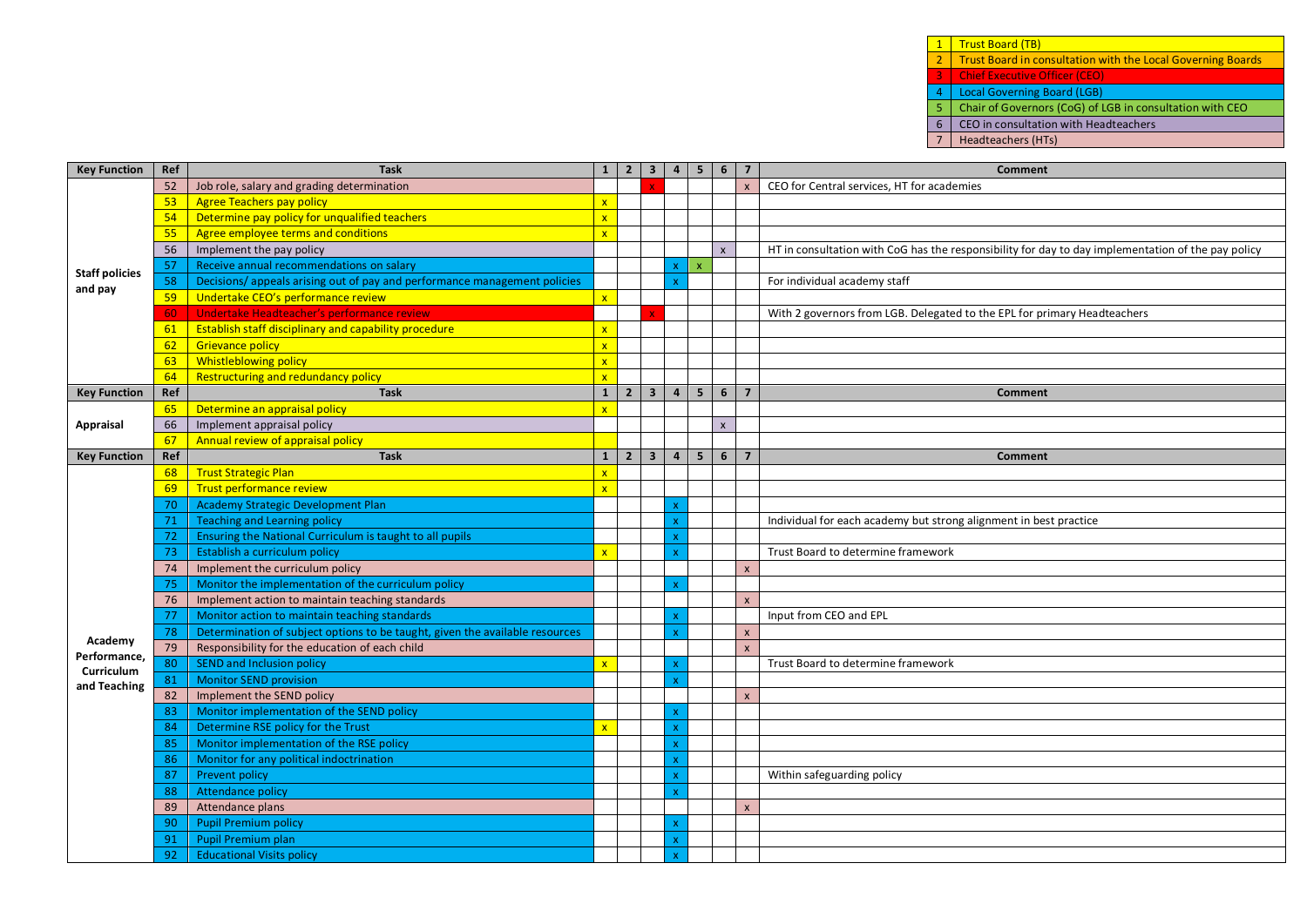| 1 | Trust Board (TB) |
|---|---|
| 2 | Trust Board in consultation with the Local Governing Boards |
| 3 | Chief Executive Officer (CEO) |
| 4 | Local Governing Board (LGB) |
| 5 | Chair of Governors (CoG) of LGB in consultation with CEO |
| 6 | CEO in consultation with Headteachers |
| 7 | Headteachers (HTs) |

| Key Function | Ref | Task | 1 | 2 | 3 | 4 | 5 | 6 | 7 | Comment |
|---|---|---|---|---|---|---|---|---|---|---|
| Staff policies and pay | 52 | Job role, salary and grading determination | | | x | | | | x | CEO for Central services, HT for academies |
| | 53 | Agree Teachers pay policy | x | | | | | | | |
| | 54 | Determine pay policy for unqualified teachers | x | | | | | | | |
| | 55 | Agree employee terms and conditions | x | | | | | | | |
| | 56 | Implement the pay policy | | | | | | x | | HT in consultation with CoG has the responsibility for day to day implementation of the pay policy |
| | 57 | Receive annual recommendations on salary | | | | x | x | | | |
| | 58 | Decisions/ appeals arising out of pay and performance management policies | | | | x | | | | For individual academy staff |
| | 59 | Undertake CEO's performance review | x | | | | | | | |
| | 60 | Undertake Headteacher's performance review | | | x | | | | | With 2 governors from LGB. Delegated to the EPL for primary Headteachers |
| | 61 | Establish staff disciplinary and capability procedure | x | | | | | | | |
| | 62 | Grievance policy | x | | | | | | | |
| | 63 | Whistleblowing policy | x | | | | | | | |
| | 64 | Restructuring and redundancy policy | x | | | | | | | |
| **Key Function** | **Ref** | **Task** | **1** | **2** | **3** | **4** | **5** | **6** | **7** | **Comment** |
| Appraisal | 65 | Determine an appraisal policy | x | | | | | | | |
| | 66 | Implement appraisal policy | | | | | | x | | |
| | 67 | Annual review of appraisal policy | | | | | | | | |
| **Key Function** | **Ref** | **Task** | **1** | **2** | **3** | **4** | **5** | **6** | **7** | **Comment** |
| Academy Performance, Curriculum and Teaching | 68 | Trust Strategic Plan | x | | | | | | | |
| | 69 | Trust performance review | x | | | | | | | |
| | 70 | Academy Strategic Development Plan | | | | x | | | | |
| | 71 | Teaching and Learning policy | | | | x | | | | Individual for each academy but strong alignment in best practice |
| | 72 | Ensuring the National Curriculum is taught to all pupils | | | | x | | | | |
| | 73 | Establish a curriculum policy | x | | | x | | | | Trust Board to determine framework |
| | 74 | Implement the curriculum policy | | | | | | | x | |
| | 75 | Monitor the implementation of the curriculum policy | | | | x | | | | |
| | 76 | Implement action to maintain teaching standards | | | | | | | x | |
| | 77 | Monitor action to maintain teaching standards | | | | x | | | | Input from CEO and EPL |
| | 78 | Determination of subject options to be taught, given the available resources | | | | x | | | x | |
| | 79 | Responsibility for the education of each child | | | | | | | x | |
| | 80 | SEND and Inclusion policy | x | | | x | | | | Trust Board to determine framework |
| | 81 | Monitor SEND provision | | | | x | | | | |
| | 82 | Implement the SEND policy | | | | | | | x | |
| | 83 | Monitor implementation of the SEND policy | | | | x | | | | |
| | 84 | Determine RSE policy for the Trust | x | | | x | | | | |
| | 85 | Monitor implementation of the RSE policy | | | | x | | | | |
| | 86 | Monitor for any political indoctrination | | | | x | | | | |
| | 87 | Prevent policy | | | | x | | | | Within safeguarding policy |
| | 88 | Attendance policy | | | | x | | | | |
| | 89 | Attendance plans | | | | | | | x | |
| | 90 | Pupil Premium policy | | | | x | | | | |
| | 91 | Pupil Premium plan | | | | x | | | | |
| | 92 | Educational Visits policy | | | | x | | | | |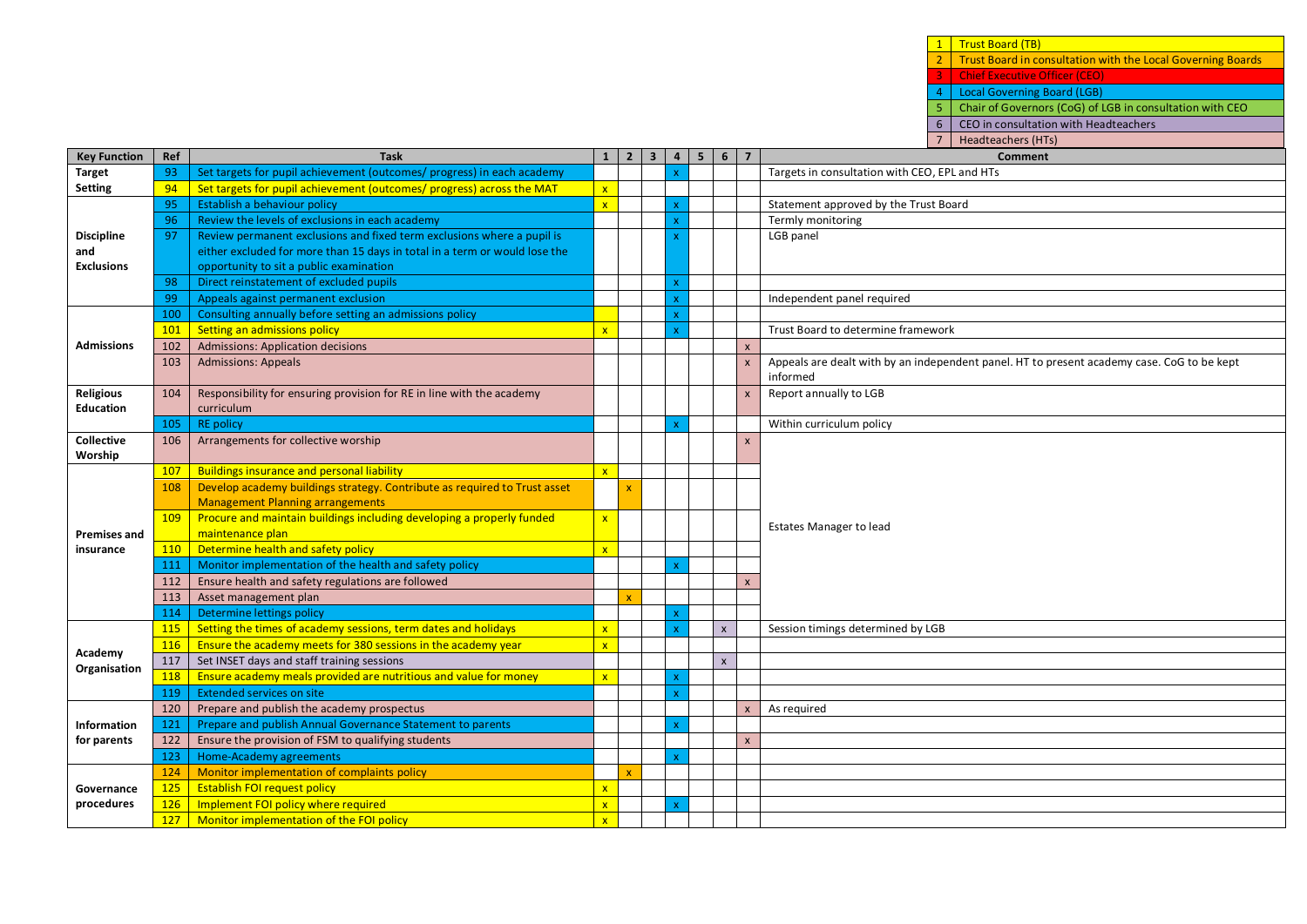| 1 | Trust Board (TB) |
|---|---|
| 2 | Trust Board in consultation with the Local Governing Boards |
| 3 | Chief Executive Officer (CEO) |
| 4 | Local Governing Board (LGB) |
| 5 | Chair of Governors (CoG) of LGB in consultation with CEO |
| 6 | CEO in consultation with Headteachers |
| 7 | Headteachers (HTs) |

| Key Function | Ref | Task | 1 | 2 | 3 | 4 | 5 | 6 | 7 | Comment |
|---|---|---|---|---|---|---|---|---|---|---|
| Target Setting | 93 | Set targets for pupil achievement (outcomes/ progress) in each academy | | | | x | | | | Targets in consultation with CEO, EPL and HTs |
| | 94 | Set targets for pupil achievement (outcomes/ progress) across the MAT | x | | | | | | | |
| Discipline and Exclusions | 95 | Establish a behaviour policy | x | | | x | | | | Statement approved by the Trust Board |
| | 96 | Review the levels of exclusions in each academy | | | | x | | | | Termly monitoring |
| | 97 | Review permanent exclusions and fixed term exclusions where a pupil is either excluded for more than 15 days in total in a term or would lose the opportunity to sit a public examination | | | | x | | | | LGB panel |
| | 98 | Direct reinstatement of excluded pupils | | | | x | | | | |
| | 99 | Appeals against permanent exclusion | | | | x | | | | Independent panel required |
| Admissions | 100 | Consulting annually before setting an admissions policy | | | | x | | | | |
| | 101 | Setting an admissions policy | x | | | x | | | | Trust Board to determine framework |
| | 102 | Admissions: Application decisions | | | | | | | x | |
| | 103 | Admissions: Appeals | | | | | | | x | Appeals are dealt with by an independent panel. HT to present academy case. CoG to be kept informed |
| Religious Education | 104 | Responsibility for ensuring provision for RE in line with the academy curriculum | | | | | | | x | Report annually to LGB |
| | 105 | RE policy | | | | x | | | | Within curriculum policy |
| Collective Worship | 106 | Arrangements for collective worship | | | | | | | x | |
| Premises and insurance | 107 | Buildings insurance and personal liability | x | | | | | | | Estates Manager to lead |
| | 108 | Develop academy buildings strategy. Contribute as required to Trust asset Management Planning arrangements | | x | | | | | | |
| | 109 | Procure and maintain buildings including developing a properly funded maintenance plan | x | | | | | | | |
| | 110 | Determine health and safety policy | x | | | | | | | |
| | 111 | Monitor implementation of the health and safety policy | | | | x | | | | |
| | 112 | Ensure health and safety regulations are followed | | | | | | | x | |
| | 113 | Asset management plan | | x | | | | | | |
| | 114 | Determine lettings policy | | | | x | | | | |
| Academy Organisation | 115 | Setting the times of academy sessions, term dates and holidays | x | | | x | | x | | Session timings determined by LGB |
| | 116 | Ensure the academy meets for 380 sessions in the academy year | x | | | | | | | |
| | 117 | Set INSET days and staff training sessions | | | | | | x | | |
| | 118 | Ensure academy meals provided are nutritious and value for money | x | | | x | | | | |
| | 119 | Extended services on site | | | | x | | | | |
| Information for parents | 120 | Prepare and publish the academy prospectus | | | | | | | x | As required |
| | 121 | Prepare and publish Annual Governance Statement to parents | | | | x | | | | |
| | 122 | Ensure the provision of FSM to qualifying students | | | | | | | x | |
| | 123 | Home-Academy agreements | | | | x | | | | |
| Governance procedures | 124 | Monitor implementation of complaints policy | | x | | | | | | |
| | 125 | Establish FOI request policy | x | | | | | | | |
| | 126 | Implement FOI policy where required | x | | | x | | | | |
| | 127 | Monitor implementation of the FOI policy | x | | | | | | | |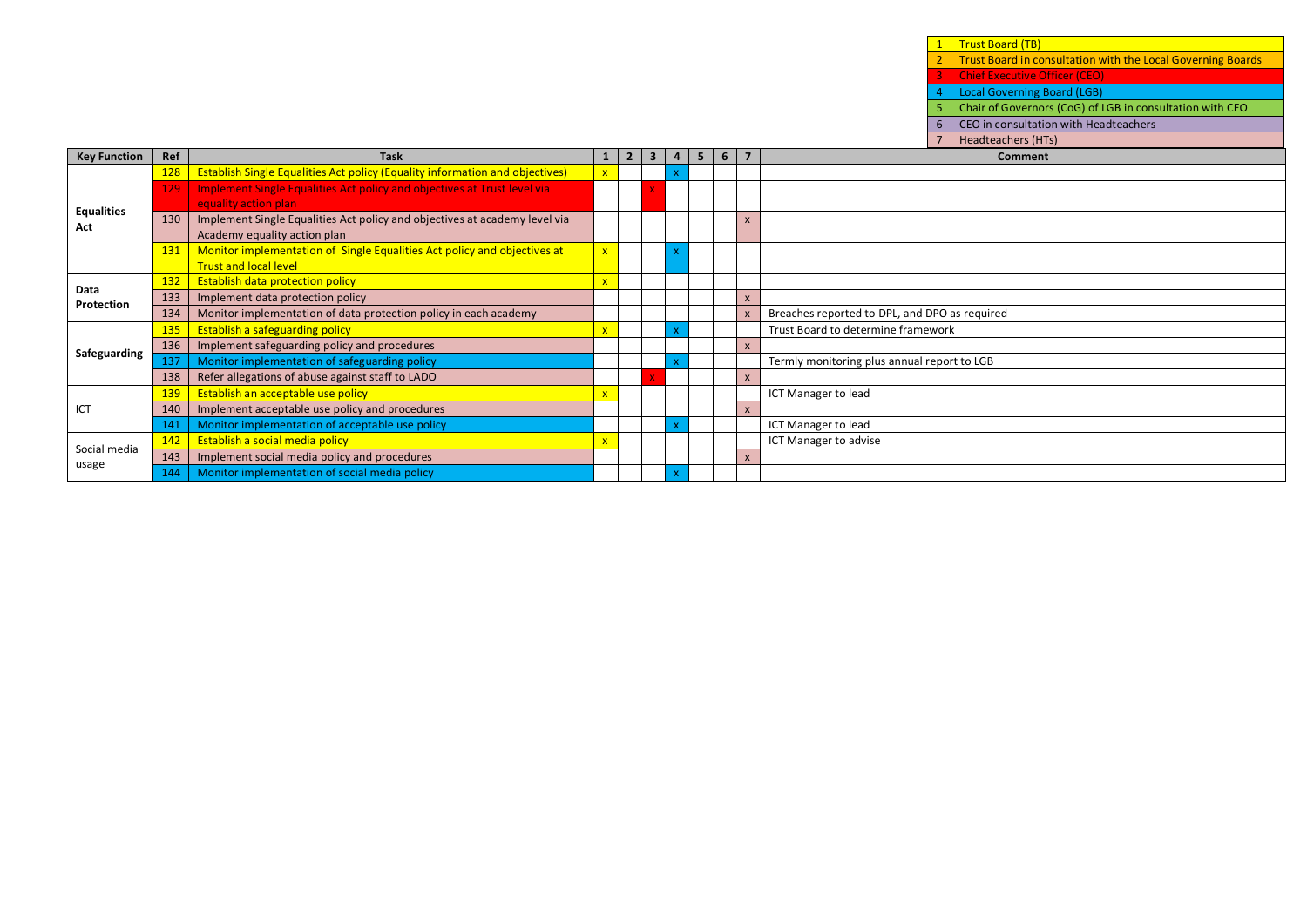| | |
|---|---|
| 1 | Trust Board (TB) |
| 2 | Trust Board in consultation with the Local Governing Boards |
| 3 | Chief Executive Officer (CEO) |
| 4 | Local Governing Board (LGB) |
| 5 | Chair of Governors (CoG) of LGB in consultation with CEO |
| 6 | CEO in consultation with Headteachers |
| 7 | Headteachers (HTs) |

| Key Function | Ref | Task | 1 | 2 | 3 | 4 | 5 | 6 | 7 | Comment |
|---|---|---|---|---|---|---|---|---|---|---|
| Equalities Act | 128 | Establish Single Equalities Act policy (Equality information and objectives) | x | | | x | | | | |
| | 129 | Implement Single Equalities Act policy and objectives at Trust level via equality action plan | | | x | | | | | |
| | 130 | Implement Single Equalities Act policy and objectives at academy level via Academy equality action plan | | | | | | | x | |
| | 131 | Monitor implementation of Single Equalities Act policy and objectives at Trust and local level | x | | | x | | | | |
| Data Protection | 132 | Establish data protection policy | x | | | | | | | |
| | 133 | Implement data protection policy | | | | | | | x | |
| | 134 | Monitor implementation of data protection policy in each academy | | | | | | | x | Breaches reported to DPL, and DPO as required |
| Safeguarding | 135 | Establish a safeguarding policy | x | | | x | | | | Trust Board to determine framework |
| | 136 | Implement safeguarding policy and procedures | | | | | | | x | |
| | 137 | Monitor implementation of safeguarding policy | | | | x | | | | Termly monitoring plus annual report to LGB |
| | 138 | Refer allegations of abuse against staff to LADO | | | x | | | | x | |
| ICT | 139 | Establish an acceptable use policy | x | | | | | | | ICT Manager to lead |
| | 140 | Implement acceptable use policy and procedures | | | | | | | x | |
| | 141 | Monitor implementation of acceptable use policy | | | | x | | | | ICT Manager to lead |
| Social media usage | 142 | Establish a social media policy | x | | | | | | | ICT Manager to advise |
| | 143 | Implement social media policy and procedures | | | | | | | x | |
| | 144 | Monitor implementation of social media policy | | | | x | | | | |